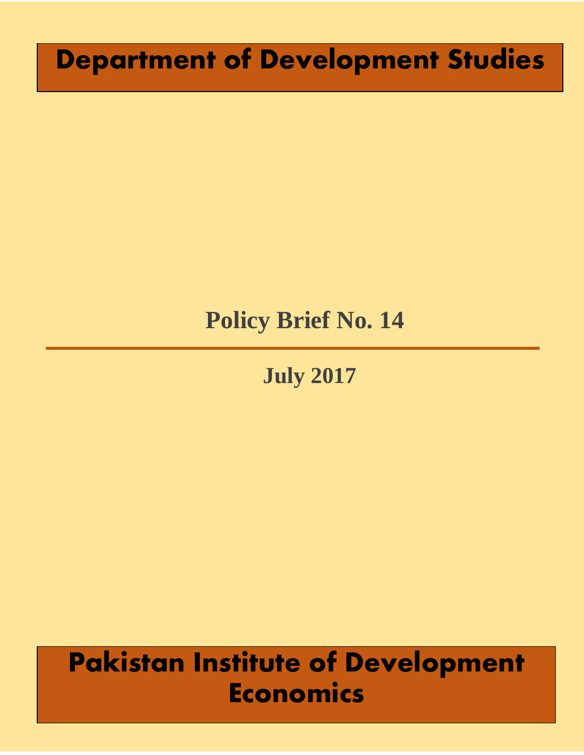# Department of Development Studies

## Policy Brief No. 14

---

**July 2017**

# Pakistan Institute of Development Economics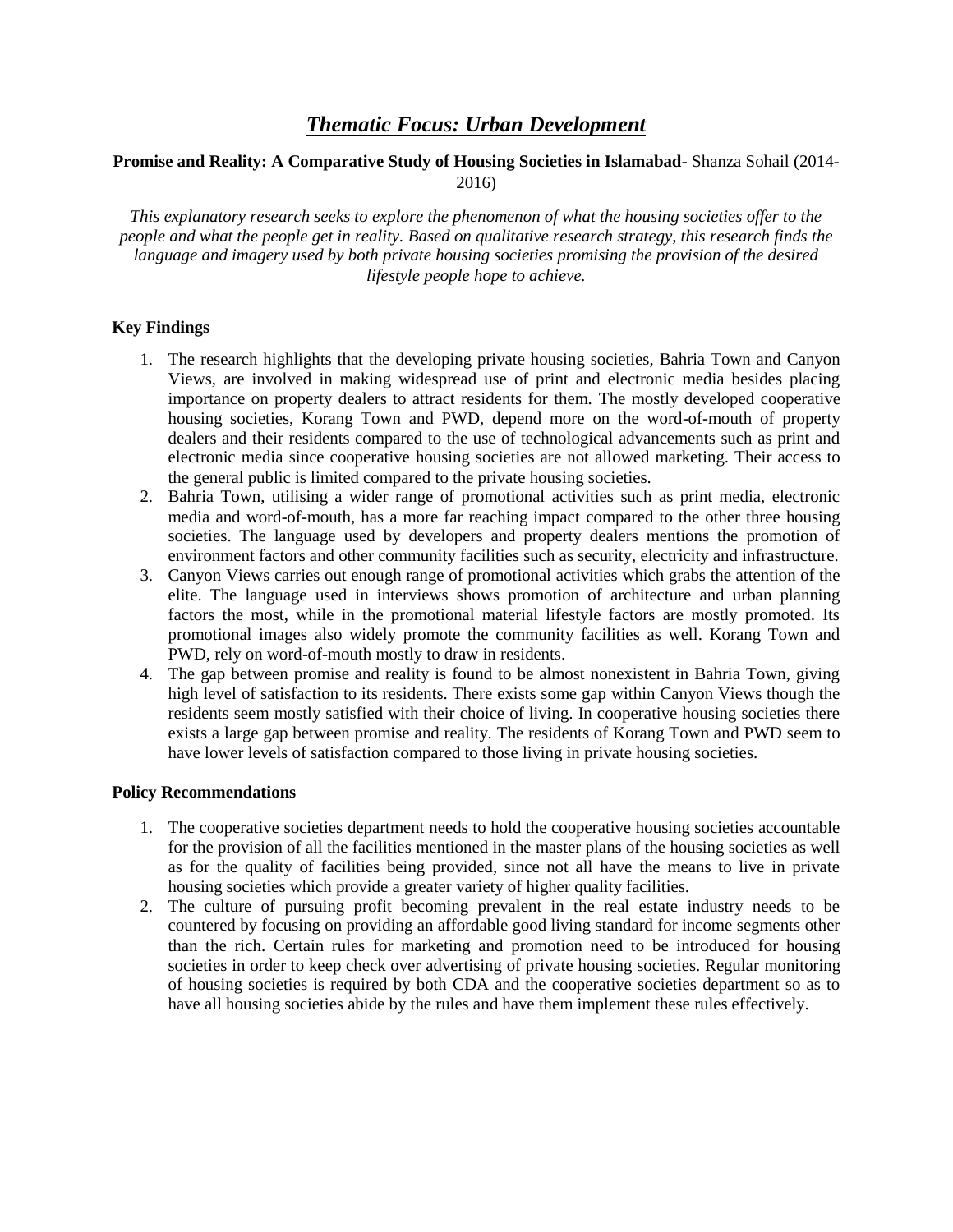## *Thematic Focus: Urban Development*

**Promise and Reality: A Comparative Study of Housing Societies in Islamabad-** Shanza Sohail (2014-2016)

*This explanatory research seeks to explore the phenomenon of what the housing societies offer to the people and what the people get in reality. Based on qualitative research strategy, this research finds the language and imagery used by both private housing societies promising the provision of the desired lifestyle people hope to achieve.*

### Key Findings

1. The research highlights that the developing private housing societies, Bahria Town and Canyon Views, are involved in making widespread use of print and electronic media besides placing importance on property dealers to attract residents for them. The mostly developed cooperative housing societies, Korang Town and PWD, depend more on the word-of-mouth of property dealers and their residents compared to the use of technological advancements such as print and electronic media since cooperative housing societies are not allowed marketing. Their access to the general public is limited compared to the private housing societies.
2. Bahria Town, utilising a wider range of promotional activities such as print media, electronic media and word-of-mouth, has a more far reaching impact compared to the other three housing societies. The language used by developers and property dealers mentions the promotion of environment factors and other community facilities such as security, electricity and infrastructure.
3. Canyon Views carries out enough range of promotional activities which grabs the attention of the elite. The language used in interviews shows promotion of architecture and urban planning factors the most, while in the promotional material lifestyle factors are mostly promoted. Its promotional images also widely promote the community facilities as well. Korang Town and PWD, rely on word-of-mouth mostly to draw in residents.
4. The gap between promise and reality is found to be almost nonexistent in Bahria Town, giving high level of satisfaction to its residents. There exists some gap within Canyon Views though the residents seem mostly satisfied with their choice of living. In cooperative housing societies there exists a large gap between promise and reality. The residents of Korang Town and PWD seem to have lower levels of satisfaction compared to those living in private housing societies.

### Policy Recommendations

1. The cooperative societies department needs to hold the cooperative housing societies accountable for the provision of all the facilities mentioned in the master plans of the housing societies as well as for the quality of facilities being provided, since not all have the means to live in private housing societies which provide a greater variety of higher quality facilities.
2. The culture of pursuing profit becoming prevalent in the real estate industry needs to be countered by focusing on providing an affordable good living standard for income segments other than the rich. Certain rules for marketing and promotion need to be introduced for housing societies in order to keep check over advertising of private housing societies. Regular monitoring of housing societies is required by both CDA and the cooperative societies department so as to have all housing societies abide by the rules and have them implement these rules effectively.